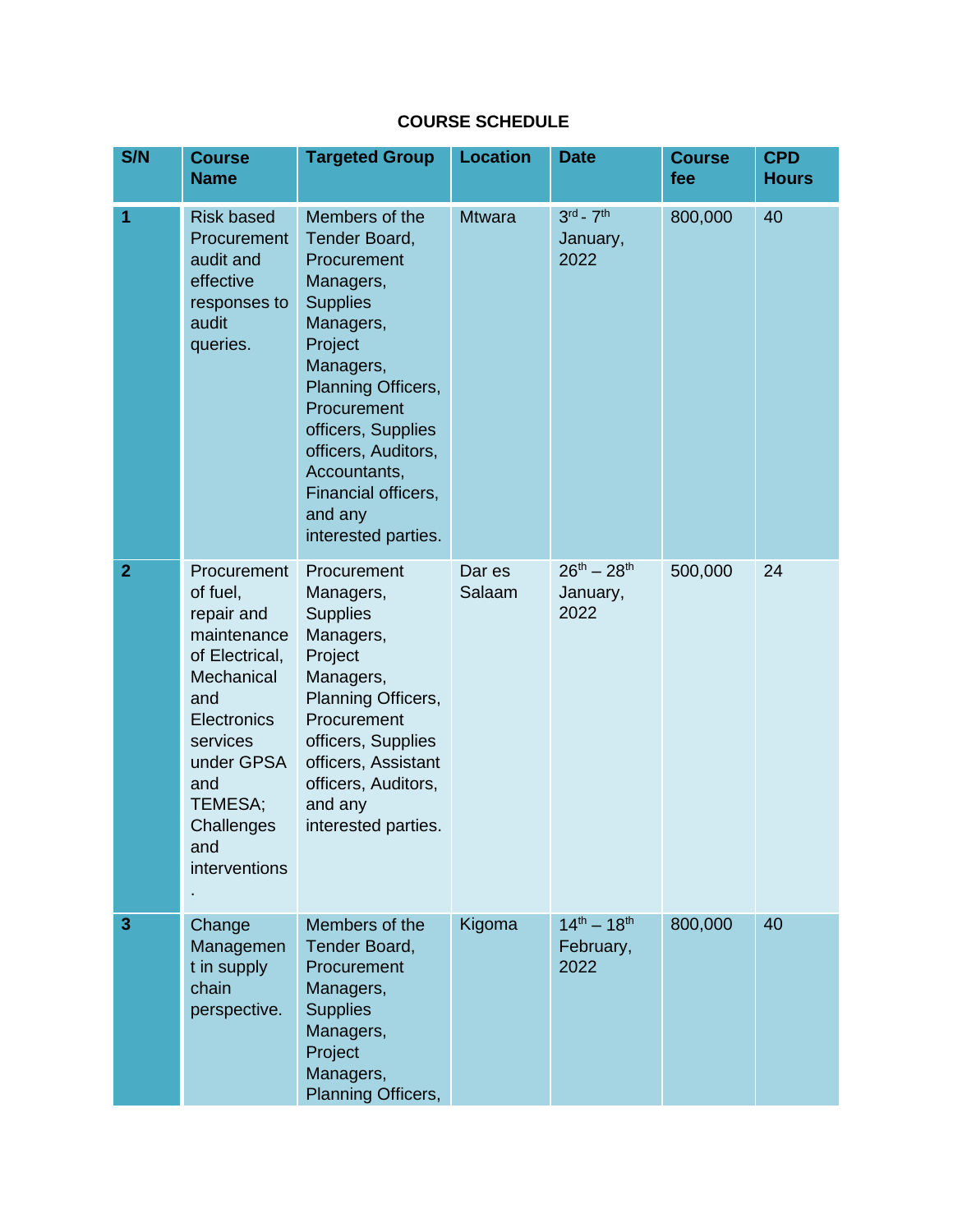**COURSE SCHEDULE**

| S/N | Course Name | Targeted Group | Location | Date | Course fee | CPD Hours |
|---|---|---|---|---|---|---|
| **1** | Risk based Procurement audit and effective responses to audit queries. | Members of the Tender Board, Procurement Managers, Supplies Managers, Project Managers, Planning Officers, Procurement officers, Supplies officers, Auditors, Accountants, Financial officers, and any interested parties. | Mtwara | 3rd - 7th January, 2022 | 800,000 | 40 |
| **2** | Procurement of fuel, repair and maintenance of Electrical, Mechanical and Electronics services under GPSA and TEMESA; Challenges and interventions. | Procurement Managers, Supplies Managers, Project Managers, Planning Officers, Procurement officers, Supplies officers, Assistant officers, Auditors, and any interested parties. | Dar es Salaam | 26th – 28th January, 2022 | 500,000 | 24 |
| **3** | Change Management in supply chain perspective. | Members of the Tender Board, Procurement Managers, Supplies Managers, Project Managers, Planning Officers, | Kigoma | 14th – 18th February, 2022 | 800,000 | 40 |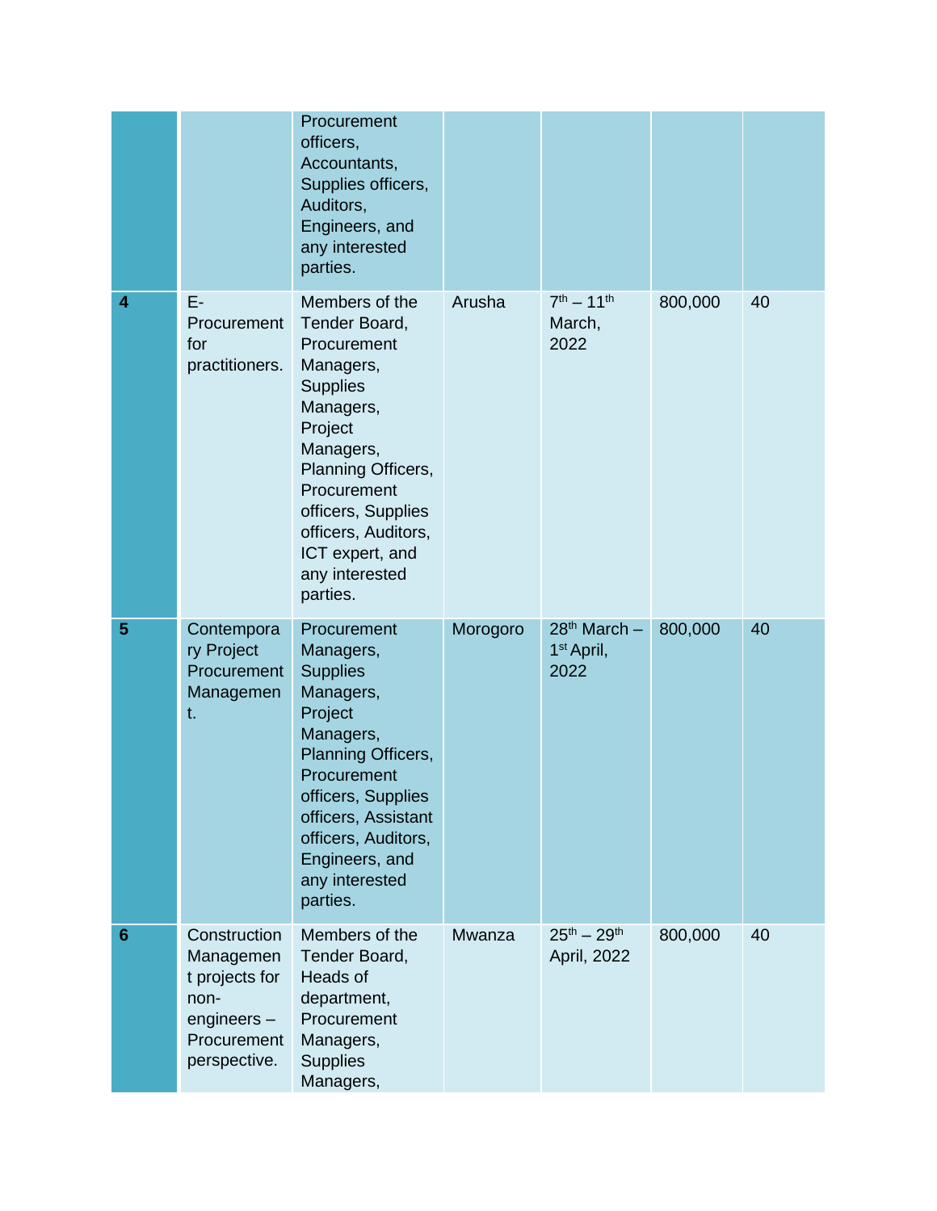| | | | | | | |
|---|---|---|---|---|---|---|
| | | Procurement officers, Accountants, Supplies officers, Auditors, Engineers, and any interested parties. | | | | |
| **4** | E-Procurement for practitioners. | Members of the Tender Board, Procurement Managers, Supplies Managers, Project Managers, Planning Officers, Procurement officers, Supplies officers, Auditors, ICT expert, and any interested parties. | Arusha | 7th – 11th March, 2022 | 800,000 | 40 |
| **5** | Contemporary Project Procurement Management. | Procurement Managers, Supplies Managers, Project Managers, Planning Officers, Procurement officers, Supplies officers, Assistant officers, Auditors, Engineers, and any interested parties. | Morogoro | 28th March – 1st April, 2022 | 800,000 | 40 |
| **6** | Construction Management projects for non-engineers – Procurement perspective. | Members of the Tender Board, Heads of department, Procurement Managers, Supplies Managers, | Mwanza | 25th – 29th April, 2022 | 800,000 | 40 |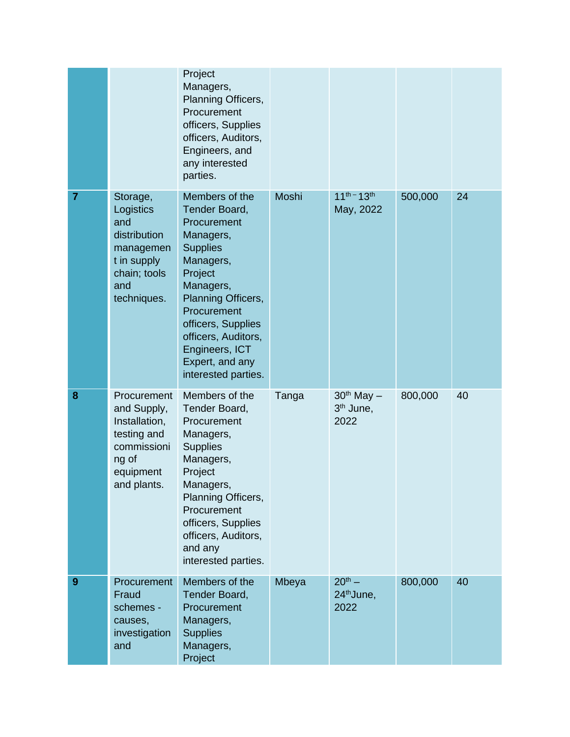| | | | | | | |
|---|---|---|---|---|---|---|
| | | Project Managers, Planning Officers, Procurement officers, Supplies officers, Auditors, Engineers, and any interested parties. | | | | |
| **7** | Storage, Logistics and distribution management in supply chain; tools and techniques. | Members of the Tender Board, Procurement Managers, Supplies Managers, Project Managers, Planning Officers, Procurement officers, Supplies officers, Auditors, Engineers, ICT Expert, and any interested parties. | Moshi | 11th – 13th May, 2022 | 500,000 | 24 |
| **8** | Procurement and Supply, Installation, testing and commissioning of equipment and plants. | Members of the Tender Board, Procurement Managers, Supplies Managers, Project Managers, Planning Officers, Procurement officers, Supplies officers, Auditors, and any interested parties. | Tanga | 30th May – 3th June, 2022 | 800,000 | 40 |
| **9** | Procurement Fraud schemes - causes, investigation and | Members of the Tender Board, Procurement Managers, Supplies Managers, Project | Mbeya | 20th – 24th June, 2022 | 800,000 | 40 |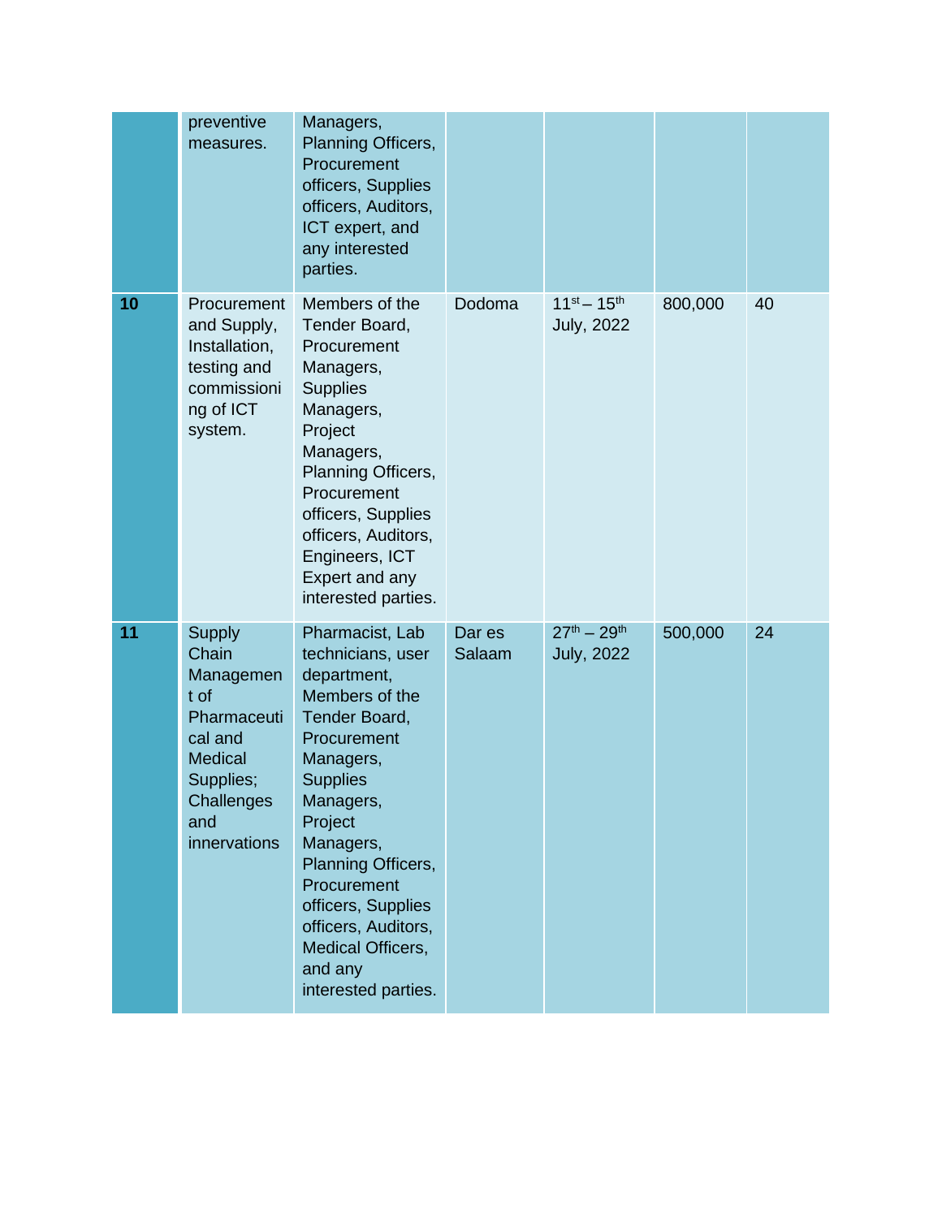| | | | | | | |
|---|---|---|---|---|---|---|
| | preventive measures. | Managers, Planning Officers, Procurement officers, Supplies officers, Auditors, ICT expert, and any interested parties. | | | | |
| **10** | Procurement and Supply, Installation, testing and commissioning of ICT system. | Members of the Tender Board, Procurement Managers, Supplies Managers, Project Managers, Planning Officers, Procurement officers, Supplies officers, Auditors, Engineers, ICT Expert and any interested parties. | Dodoma | 11st – 15th July, 2022 | 800,000 | 40 |
| **11** | Supply Chain Management of Pharmaceutical and Medical Supplies; Challenges and innervations | Pharmacist, Lab technicians, user department, Members of the Tender Board, Procurement Managers, Supplies Managers, Project Managers, Planning Officers, Procurement officers, Supplies officers, Auditors, Medical Officers, and any interested parties. | Dar es Salaam | 27th – 29th July, 2022 | 500,000 | 24 |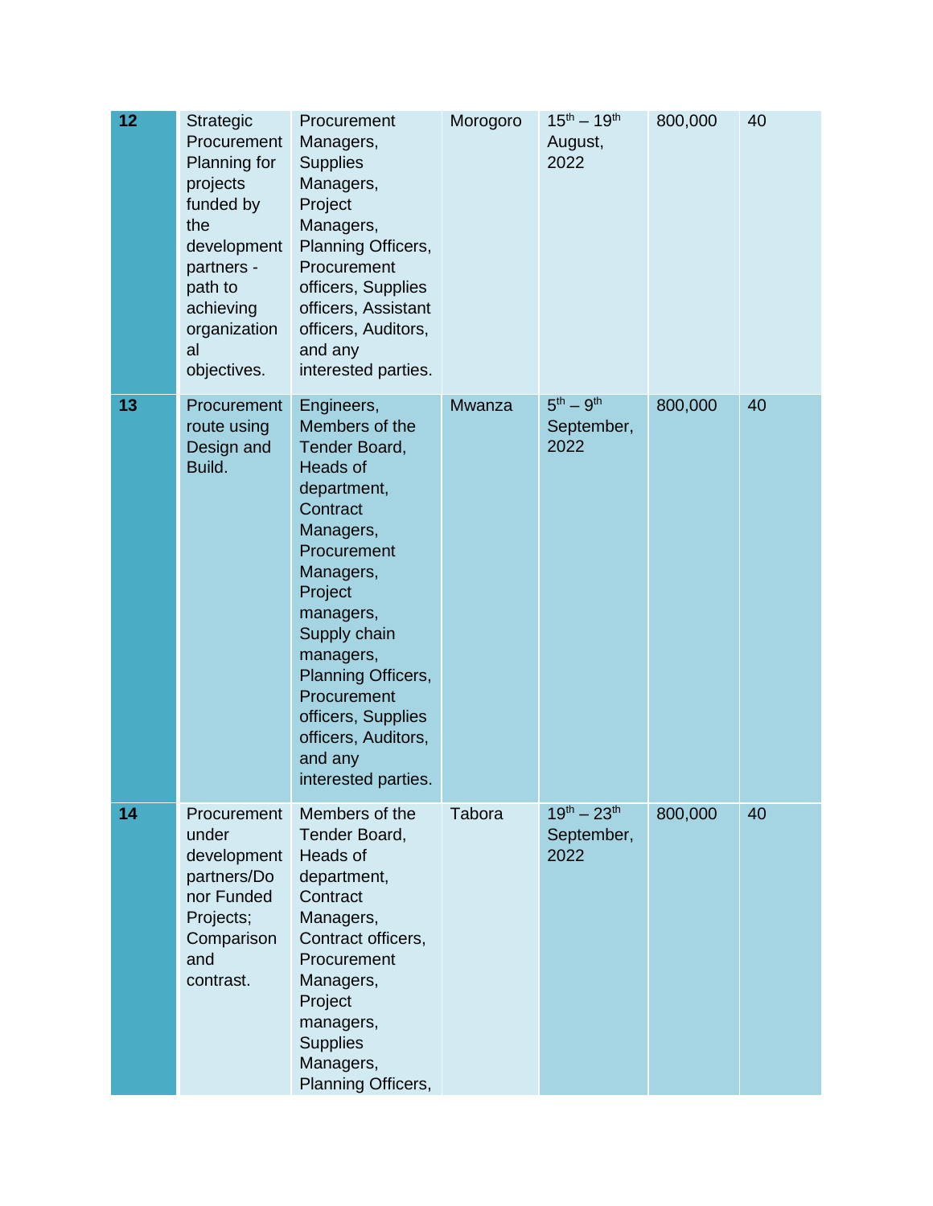| 12 | Strategic Procurement Planning for projects funded by the development partners - path to achieving organizational objectives. | Procurement Managers, Supplies Managers, Project Managers, Planning Officers, Procurement officers, Supplies officers, Assistant officers, Auditors, and any interested parties. | Morogoro | 15th – 19th August, 2022 | 800,000 | 40 |
|---|---|---|---|---|---|---|
| 13 | Procurement route using Design and Build. | Engineers, Members of the Tender Board, Heads of department, Contract Managers, Procurement Managers, Project managers, Supply chain managers, Planning Officers, Procurement officers, Supplies officers, Auditors, and any interested parties. | Mwanza | 5th – 9th September, 2022 | 800,000 | 40 |
| 14 | Procurement under development partners/Donor Funded Projects; Comparison and contrast. | Members of the Tender Board, Heads of department, Contract Managers, Contract officers, Procurement Managers, Project managers, Supplies Managers, Planning Officers, | Tabora | 19th – 23th September, 2022 | 800,000 | 40 |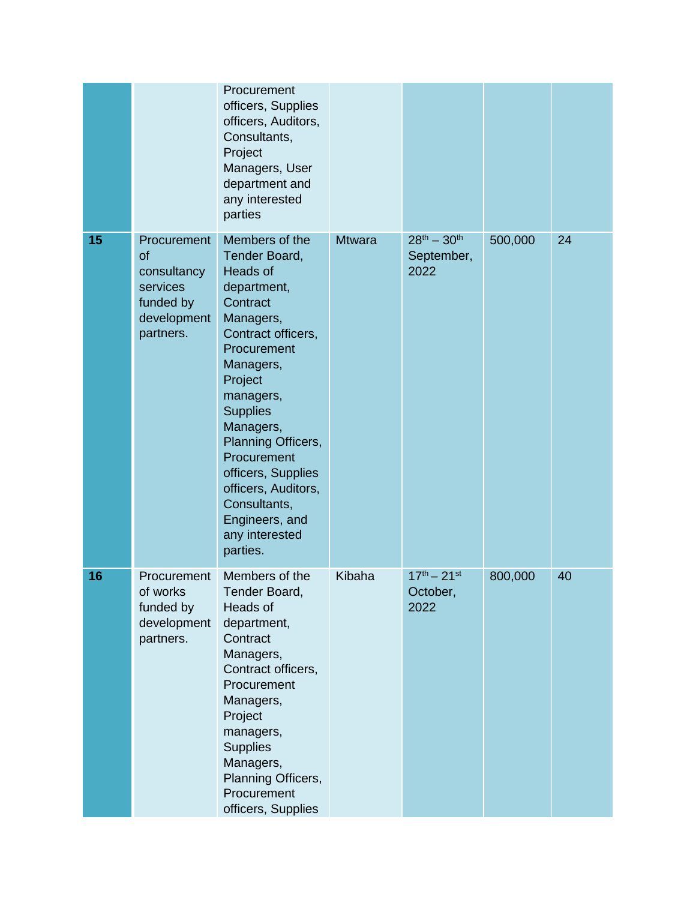| | | | | | | |
|---|---|---|---|---|---|---|
| | | Procurement officers, Supplies officers, Auditors, Consultants, Project Managers, User department and any interested parties | | | | |
| **15** | Procurement of consultancy services funded by development partners. | Members of the Tender Board, Heads of department, Contract Managers, Contract officers, Procurement Managers, Project managers, Supplies Managers, Planning Officers, Procurement officers, Supplies officers, Auditors, Consultants, Engineers, and any interested parties. | Mtwara | 28th – 30th September, 2022 | 500,000 | 24 |
| **16** | Procurement of works funded by development partners. | Members of the Tender Board, Heads of department, Contract Managers, Contract officers, Procurement Managers, Project managers, Supplies Managers, Planning Officers, Procurement officers, Supplies | Kibaha | 17th – 21st October, 2022 | 800,000 | 40 |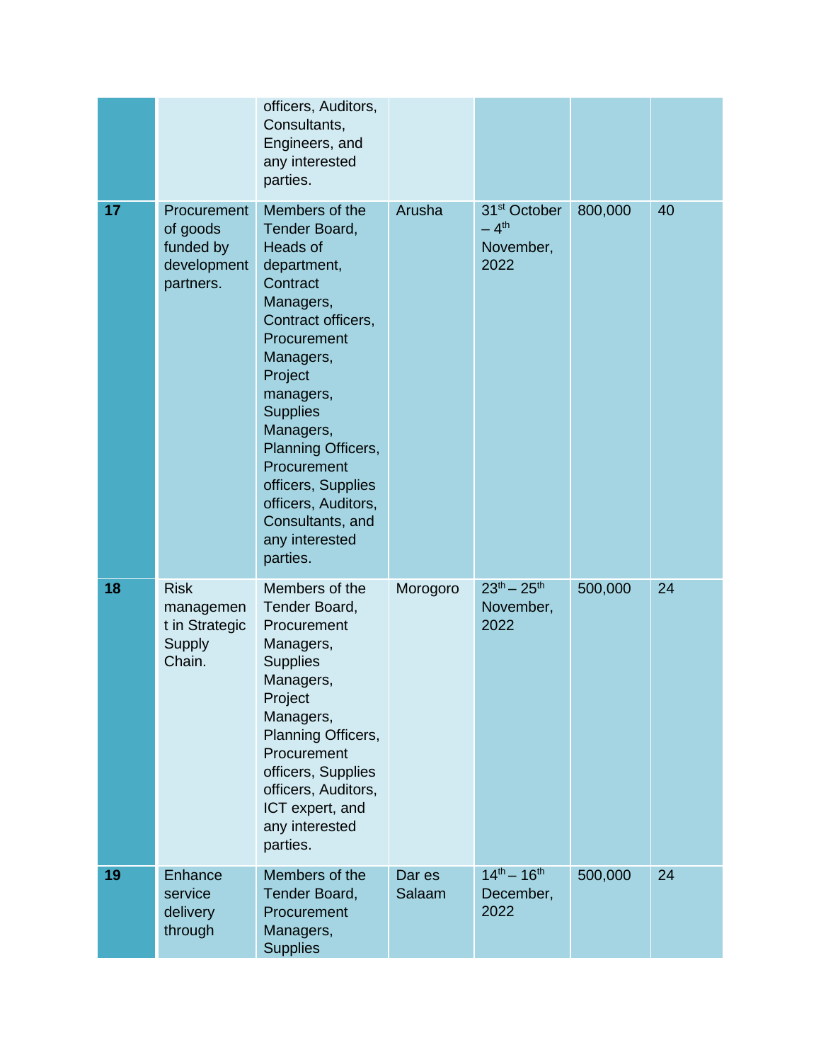|  |  | officers, Auditors, Consultants, Engineers, and any interested parties. |  |  |  |  |
|---|---|---|---|---|---|---|
| **17** | Procurement of goods funded by development partners. | Members of the Tender Board, Heads of department, Contract Managers, Contract officers, Procurement Managers, Project managers, Supplies Managers, Planning Officers, Procurement officers, Supplies officers, Auditors, Consultants, and any interested parties. | Arusha | 31st October – 4th November, 2022 | 800,000 | 40 |
| **18** | Risk management in Strategic Supply Chain. | Members of the Tender Board, Procurement Managers, Supplies Managers, Project Managers, Planning Officers, Procurement officers, Supplies officers, Auditors, ICT expert, and any interested parties. | Morogoro | 23th – 25th November, 2022 | 500,000 | 24 |
| **19** | Enhance service delivery through | Members of the Tender Board, Procurement Managers, Supplies | Dar es Salaam | 14th – 16th December, 2022 | 500,000 | 24 |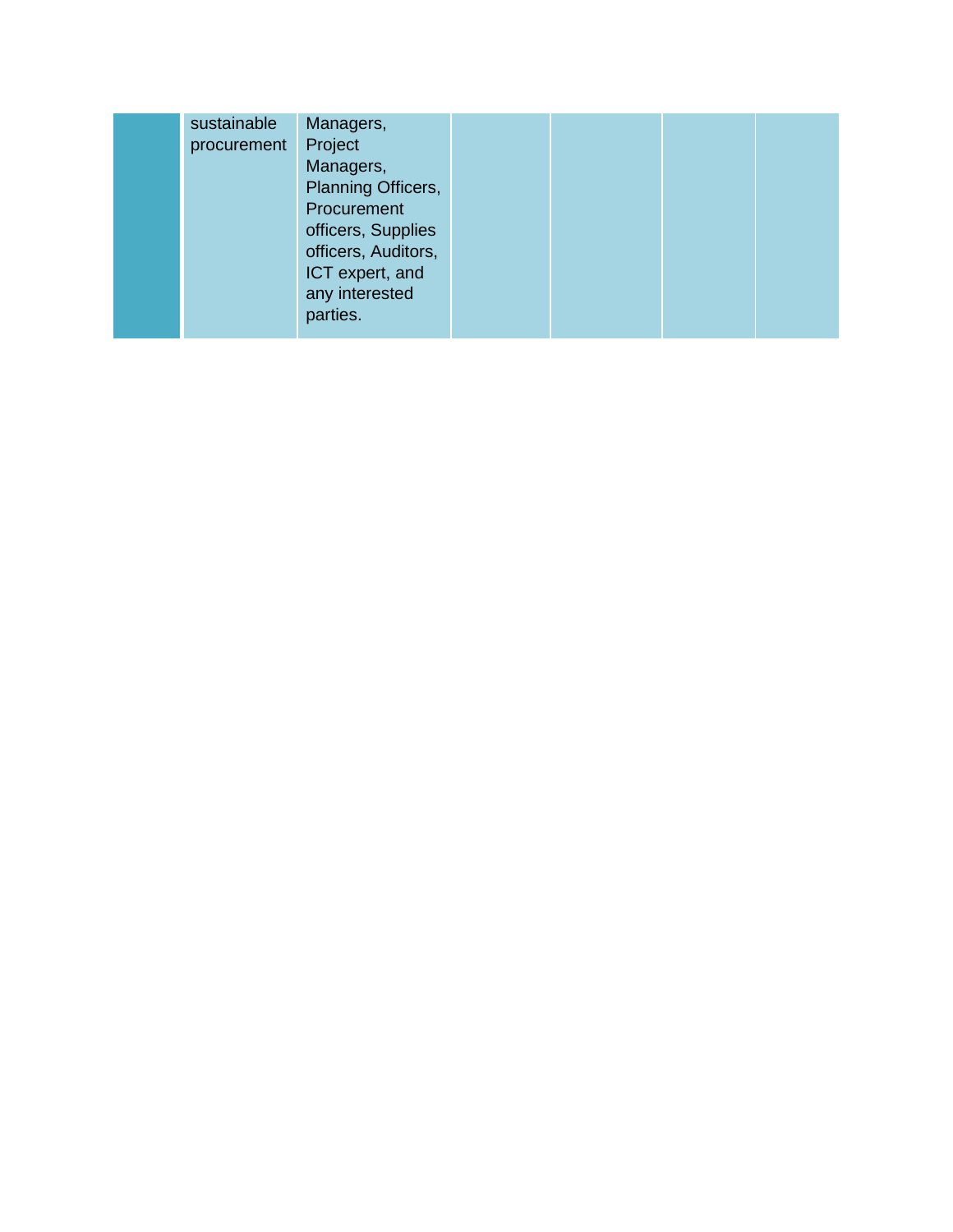| | | | | | | |
|---|---|---|---|---|---|---|
| | sustainable procurement | Managers, Project Managers, Planning Officers, Procurement officers, Supplies officers, Auditors, ICT expert, and any interested parties. | | | | |